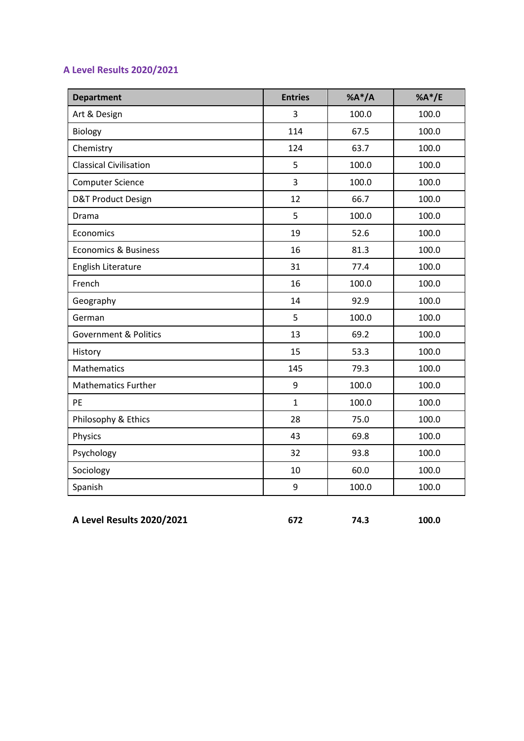## A Level Results 2020/2021

| Department | Entries | %A*/A | %A*/E |
|---|---|---|---|
| Art & Design | 3 | 100.0 | 100.0 |
| Biology | 114 | 67.5 | 100.0 |
| Chemistry | 124 | 63.7 | 100.0 |
| Classical Civilisation | 5 | 100.0 | 100.0 |
| Computer Science | 3 | 100.0 | 100.0 |
| D&T Product Design | 12 | 66.7 | 100.0 |
| Drama | 5 | 100.0 | 100.0 |
| Economics | 19 | 52.6 | 100.0 |
| Economics & Business | 16 | 81.3 | 100.0 |
| English Literature | 31 | 77.4 | 100.0 |
| French | 16 | 100.0 | 100.0 |
| Geography | 14 | 92.9 | 100.0 |
| German | 5 | 100.0 | 100.0 |
| Government & Politics | 13 | 69.2 | 100.0 |
| History | 15 | 53.3 | 100.0 |
| Mathematics | 145 | 79.3 | 100.0 |
| Mathematics Further | 9 | 100.0 | 100.0 |
| PE | 1 | 100.0 | 100.0 |
| Philosophy & Ethics | 28 | 75.0 | 100.0 |
| Physics | 43 | 69.8 | 100.0 |
| Psychology | 32 | 93.8 | 100.0 |
| Sociology | 10 | 60.0 | 100.0 |
| Spanish | 9 | 100.0 | 100.0 |
| **A Level Results 2020/2021** | **672** | **74.3** | **100.0** |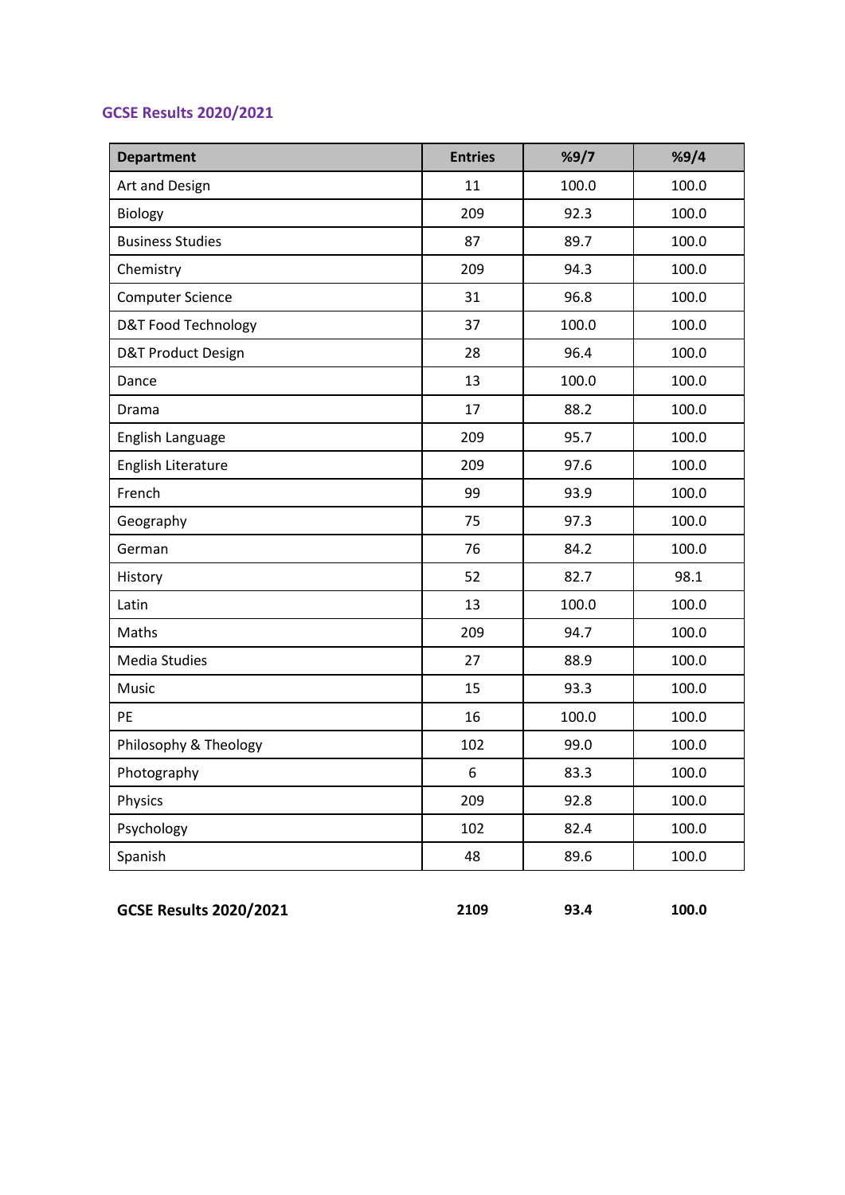## GCSE Results 2020/2021

| Department | Entries | %9/7 | %9/4 |
|---|---|---|---|
| Art and Design | 11 | 100.0 | 100.0 |
| Biology | 209 | 92.3 | 100.0 |
| Business Studies | 87 | 89.7 | 100.0 |
| Chemistry | 209 | 94.3 | 100.0 |
| Computer Science | 31 | 96.8 | 100.0 |
| D&T Food Technology | 37 | 100.0 | 100.0 |
| D&T Product Design | 28 | 96.4 | 100.0 |
| Dance | 13 | 100.0 | 100.0 |
| Drama | 17 | 88.2 | 100.0 |
| English Language | 209 | 95.7 | 100.0 |
| English Literature | 209 | 97.6 | 100.0 |
| French | 99 | 93.9 | 100.0 |
| Geography | 75 | 97.3 | 100.0 |
| German | 76 | 84.2 | 100.0 |
| History | 52 | 82.7 | 98.1 |
| Latin | 13 | 100.0 | 100.0 |
| Maths | 209 | 94.7 | 100.0 |
| Media Studies | 27 | 88.9 | 100.0 |
| Music | 15 | 93.3 | 100.0 |
| PE | 16 | 100.0 | 100.0 |
| Philosophy & Theology | 102 | 99.0 | 100.0 |
| Photography | 6 | 83.3 | 100.0 |
| Physics | 209 | 92.8 | 100.0 |
| Psychology | 102 | 82.4 | 100.0 |
| Spanish | 48 | 89.6 | 100.0 |
| **GCSE Results 2020/2021** | **2109** | **93.4** | **100.0** |